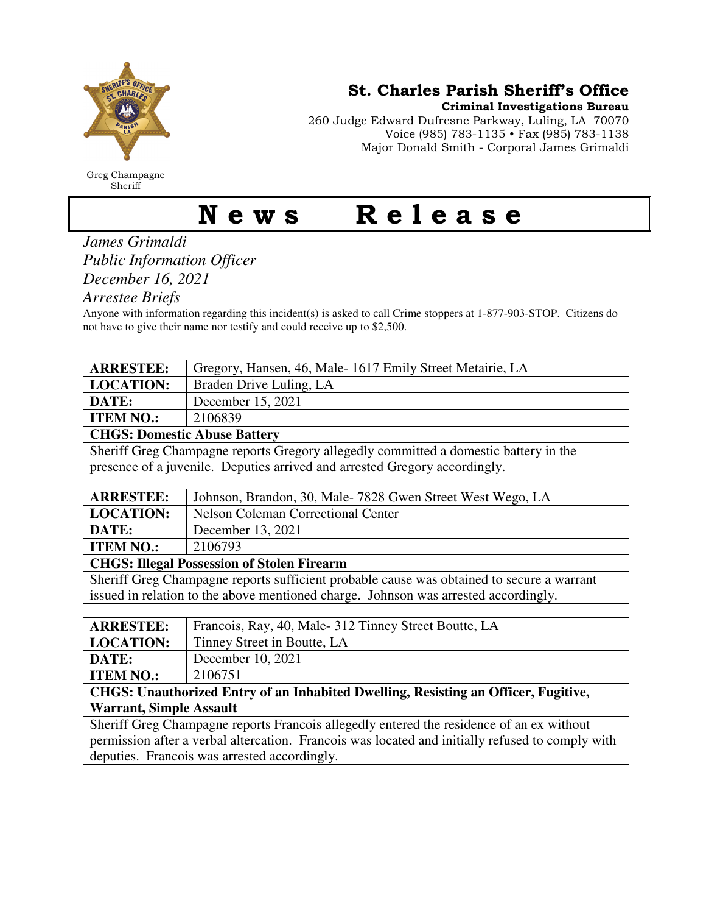Greg Champagne
Sheriff

**St. Charles Parish Sheriff's Office**
**Criminal Investigations Bureau**
260 Judge Edward Dufresne Parkway, Luling, LA 70070
Voice (985) 783-1135 • Fax (985) 783-1138
Major Donald Smith - Corporal James Grimaldi

# News Release

*James Grimaldi*
*Public Information Officer*
*December 16, 2021*
*Arrestee Briefs*

Anyone with information regarding this incident(s) is asked to call Crime stoppers at 1-877-903-STOP. Citizens do not have to give their name nor testify and could receive up to $2,500.

| **ARRESTEE:** | Gregory, Hansen, 46, Male- 1617 Emily Street Metairie, LA |
|---|---|
| **LOCATION:** | Braden Drive Luling, LA |
| **DATE:** | December 15, 2021 |
| **ITEM NO.:** | 2106839 |
| **CHGS: Domestic Abuse Battery** | |
| Sheriff Greg Champagne reports Gregory allegedly committed a domestic battery in the presence of a juvenile. Deputies arrived and arrested Gregory accordingly. | |

| **ARRESTEE:** | Johnson, Brandon, 30, Male- 7828 Gwen Street West Wego, LA |
|---|---|
| **LOCATION:** | Nelson Coleman Correctional Center |
| **DATE:** | December 13, 2021 |
| **ITEM NO.:** | 2106793 |
| **CHGS: Illegal Possession of Stolen Firearm** | |
| Sheriff Greg Champagne reports sufficient probable cause was obtained to secure a warrant issued in relation to the above mentioned charge. Johnson was arrested accordingly. | |

| **ARRESTEE:** | Francois, Ray, 40, Male- 312 Tinney Street Boutte, LA |
|---|---|
| **LOCATION:** | Tinney Street in Boutte, LA |
| **DATE:** | December 10, 2021 |
| **ITEM NO.:** | 2106751 |
| **CHGS: Unauthorized Entry of an Inhabited Dwelling, Resisting an Officer, Fugitive, Warrant, Simple Assault** | |
| Sheriff Greg Champagne reports Francois allegedly entered the residence of an ex without permission after a verbal altercation. Francois was located and initially refused to comply with deputies. Francois was arrested accordingly. | |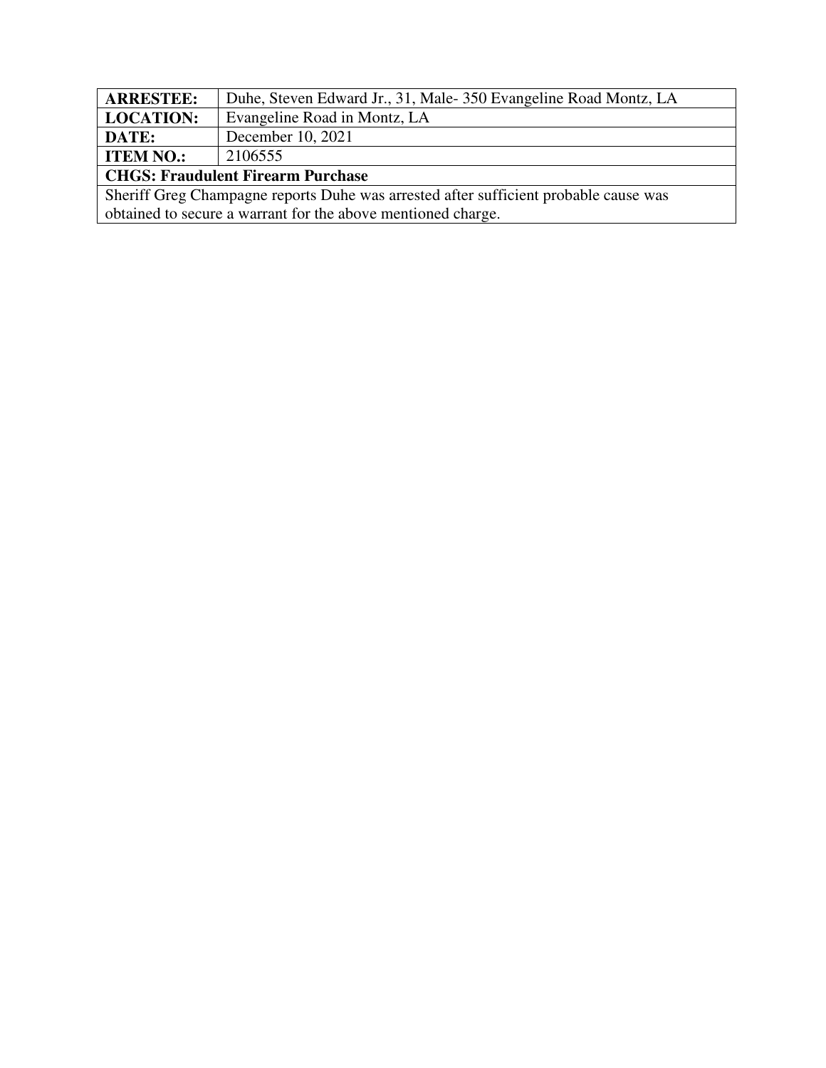| | |
|---|---|
| **ARRESTEE:** | Duhe, Steven Edward Jr., 31, Male- 350 Evangeline Road Montz, LA |
| **LOCATION:** | Evangeline Road in Montz, LA |
| **DATE:** | December 10, 2021 |
| **ITEM NO.:** | 2106555 |
| **CHGS: Fraudulent Firearm Purchase** | |
| Sheriff Greg Champagne reports Duhe was arrested after sufficient probable cause was obtained to secure a warrant for the above mentioned charge. | |